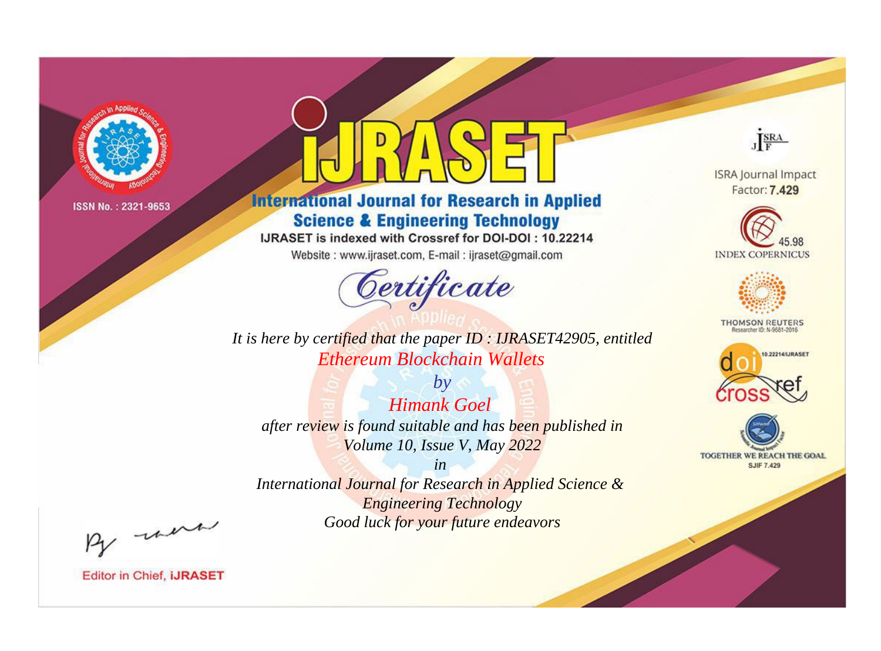ISSN No. : 2321-9653

# IJRASET

## International Journal for Research in Applied Science & Engineering Technology

IJRASET is indexed with Crossref for DOI-DOI : 10.22214

Website : www.ijraset.com, E-mail : ijraset@gmail.com

ISRA Journal Impact Factor: **7.429**

45.98 INDEX COPERNICUS

THOMSON REUTERS Researcher ID: N-9681-2016

10.22214/IJRASET

TOGETHER WE REACH THE GOAL SJIF 7.429

# *Certificate*

*It is here by certified that the paper ID : IJRASET42905, entitled*

*Ethereum Blockchain Wallets*

*by*

*Himank Goel*

*after review is found suitable and has been published in*

*Volume 10, Issue V, May 2022*

*in*

*International Journal for Research in Applied Science & Engineering Technology*

*Good luck for your future endeavors*

Editor in Chief, **iJRASET**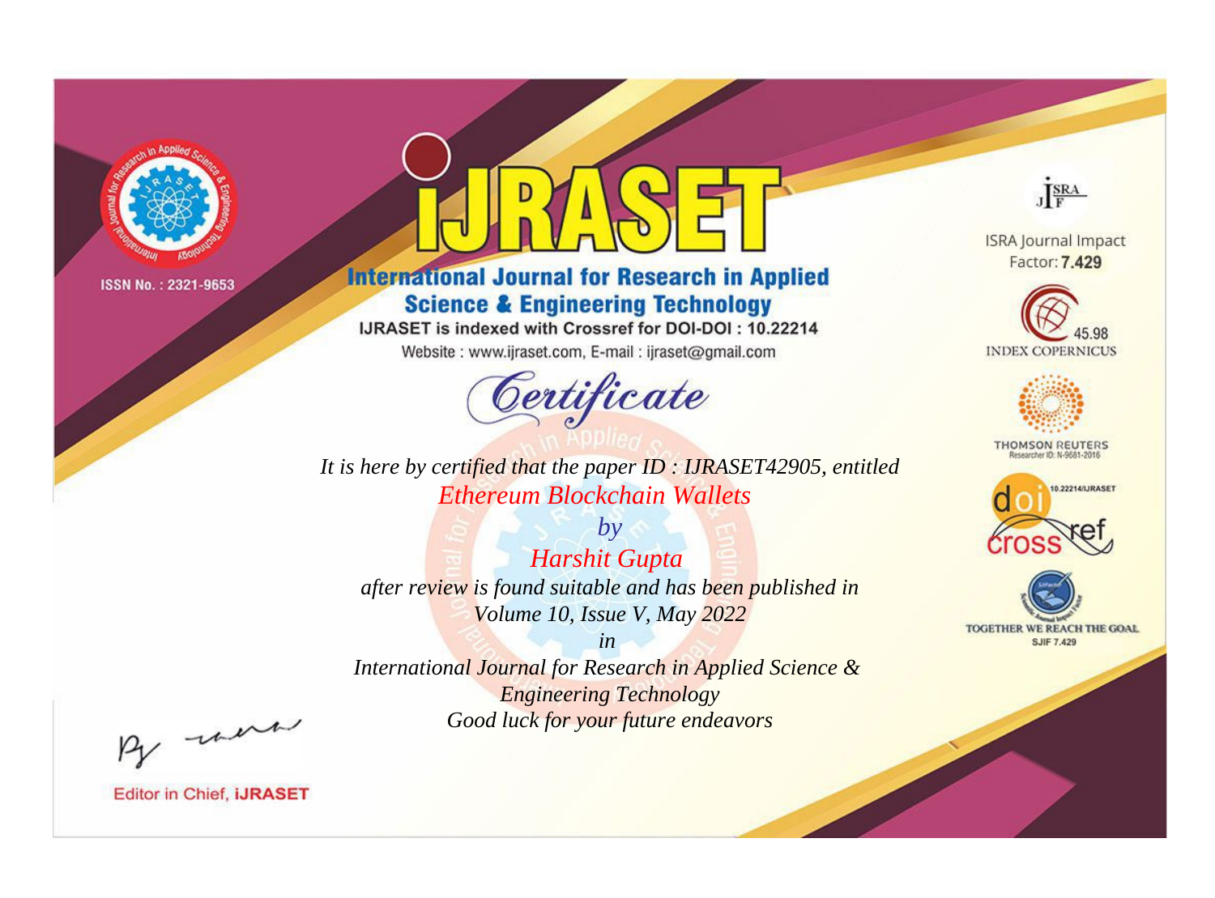ISSN No. : 2321-9653

# iJRASET

## International Journal for Research in Applied Science & Engineering Technology

IJRASET is indexed with Crossref for DOI-DOI : 10.22214

Website : www.ijraset.com, E-mail : ijraset@gmail.com

*Certificate*

*It is here by certified that the paper ID : IJRASET42905, entitled*

*Ethereum Blockchain Wallets*

*by*

*Harshit Gupta*

*after review is found suitable and has been published in*

*Volume 10, Issue V, May 2022*

*in*

*International Journal for Research in Applied Science & Engineering Technology*

*Good luck for your future endeavors*

ISRA Journal Impact Factor: **7.429**

45.98 INDEX COPERNICUS

THOMSON REUTERS Researcher ID: N-9681-2016

10.22214/IJRASET

TOGETHER WE REACH THE GOAL SJIF 7.429

Editor in Chief, **iJRASET**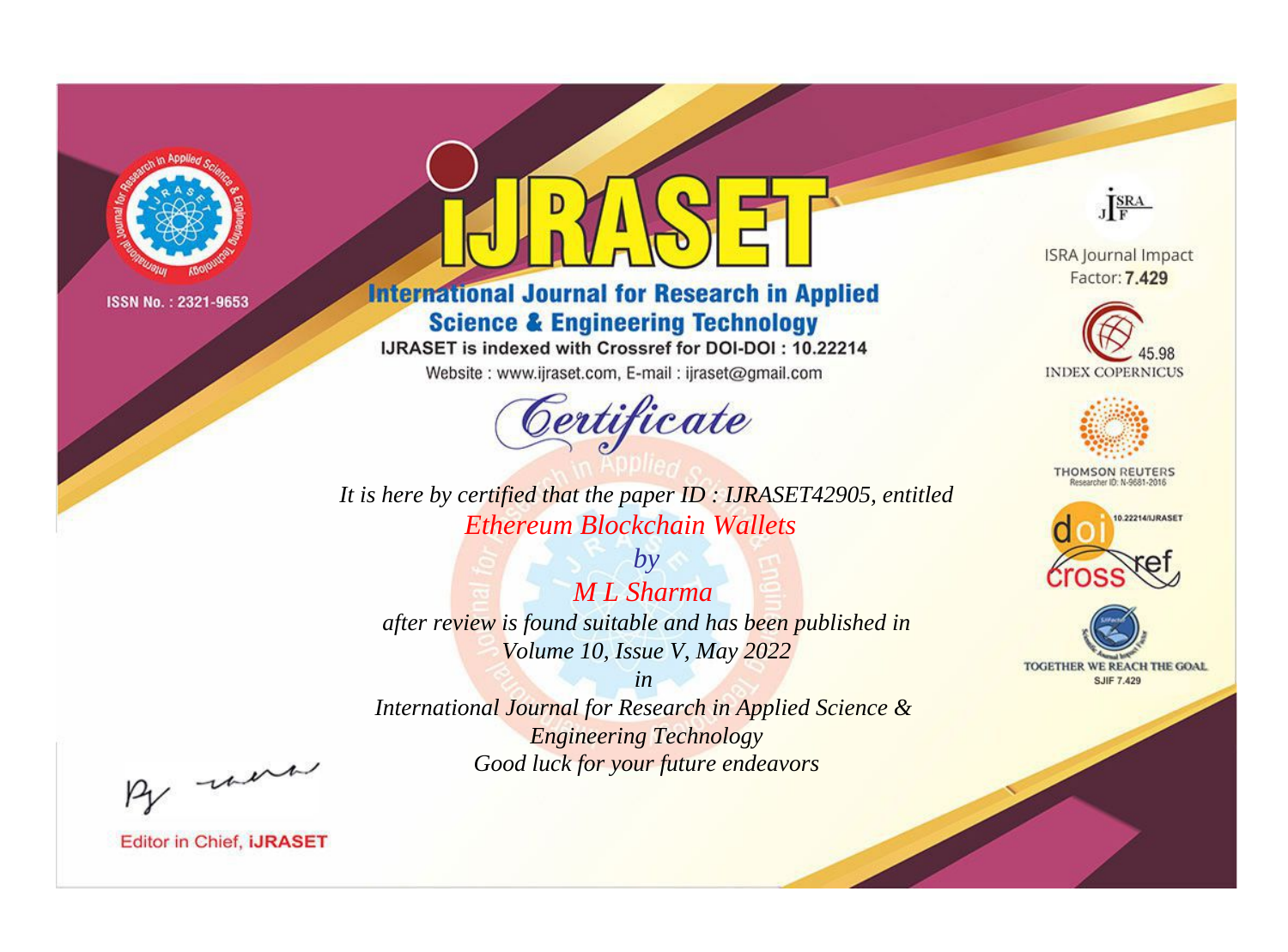ISSN No. : 2321-9653

# IJRASET

## International Journal for Research in Applied Science & Engineering Technology

IJRASET is indexed with Crossref for DOI-DOI : 10.22214

Website : www.ijraset.com, E-mail : ijraset@gmail.com

## Certificate

*It is here by certified that the paper ID : IJRASET42905, entitled*

*Ethereum Blockchain Wallets*

*by*

*M L Sharma*

*after review is found suitable and has been published in*

*Volume 10, Issue V, May 2022*

*in*

*International Journal for Research in Applied Science & Engineering Technology*

*Good luck for your future endeavors*

ISRA Journal Impact Factor: **7.429**

45.98 INDEX COPERNICUS

THOMSON REUTERS

Researcher ID: N-9681-2016

10.22214/IJRASET

TOGETHER WE REACH THE GOAL

SJIF 7.429

Editor in Chief, **iJRASET**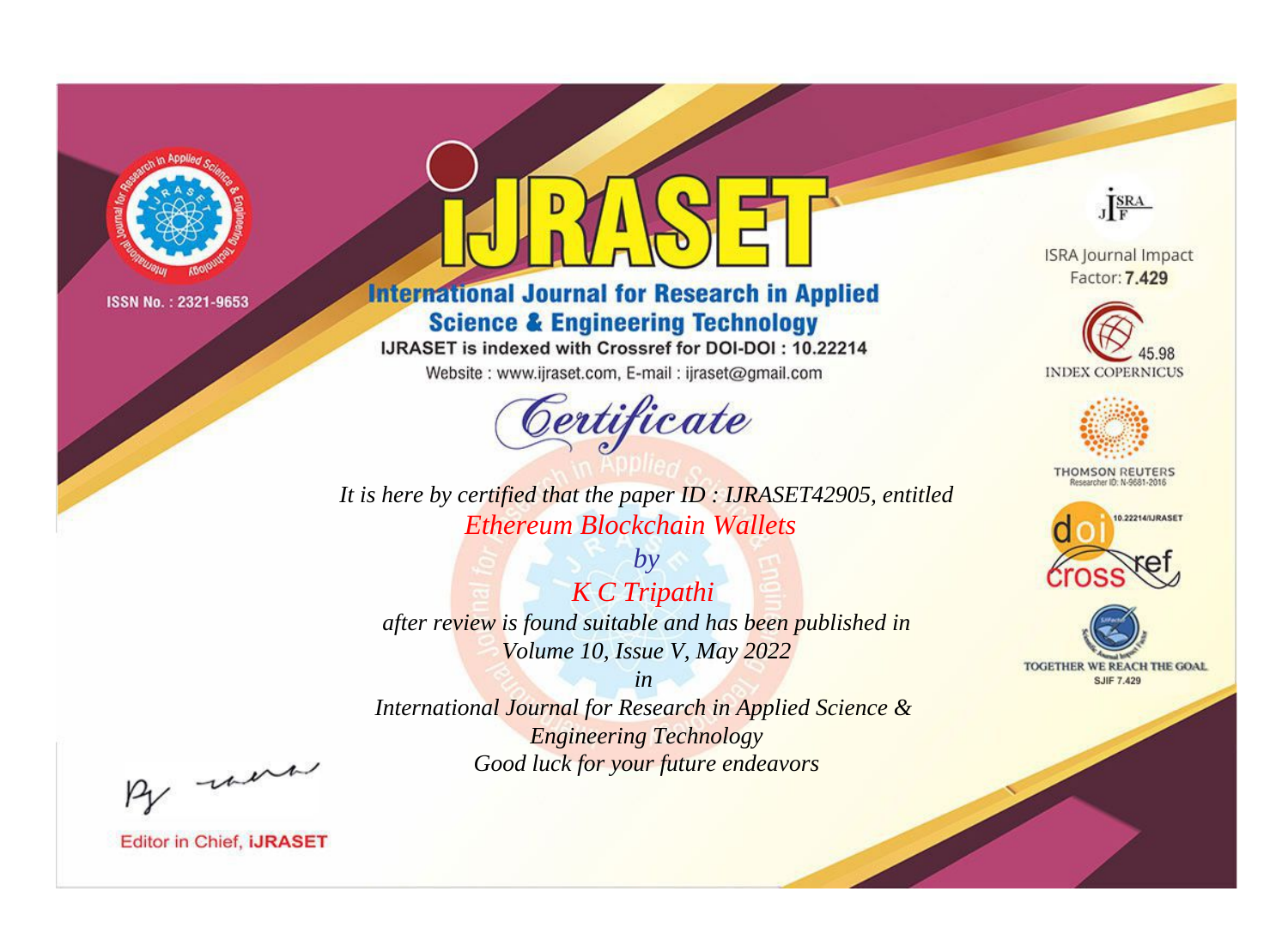ISSN No. : 2321-9653

# IJRASET

## International Journal for Research in Applied Science & Engineering Technology

IJRASET is indexed with Crossref for DOI-DOI : 10.22214

Website : www.ijraset.com, E-mail : ijraset@gmail.com

ISRA Journal Impact Factor: **7.429**

45.98 INDEX COPERNICUS

THOMSON REUTERS Researcher ID: N-9681-2016

10.22214/IJRASET

TOGETHER WE REACH THE GOAL SJIF 7.429

*Certificate*

*It is here by certified that the paper ID : IJRASET42905, entitled*

*Ethereum Blockchain Wallets*

*by*

*K C Tripathi*

*after review is found suitable and has been published in*

*Volume 10, Issue V, May 2022*

*in*

*International Journal for Research in Applied Science & Engineering Technology*

*Good luck for your future endeavors*

Editor in Chief, **iJRASET**